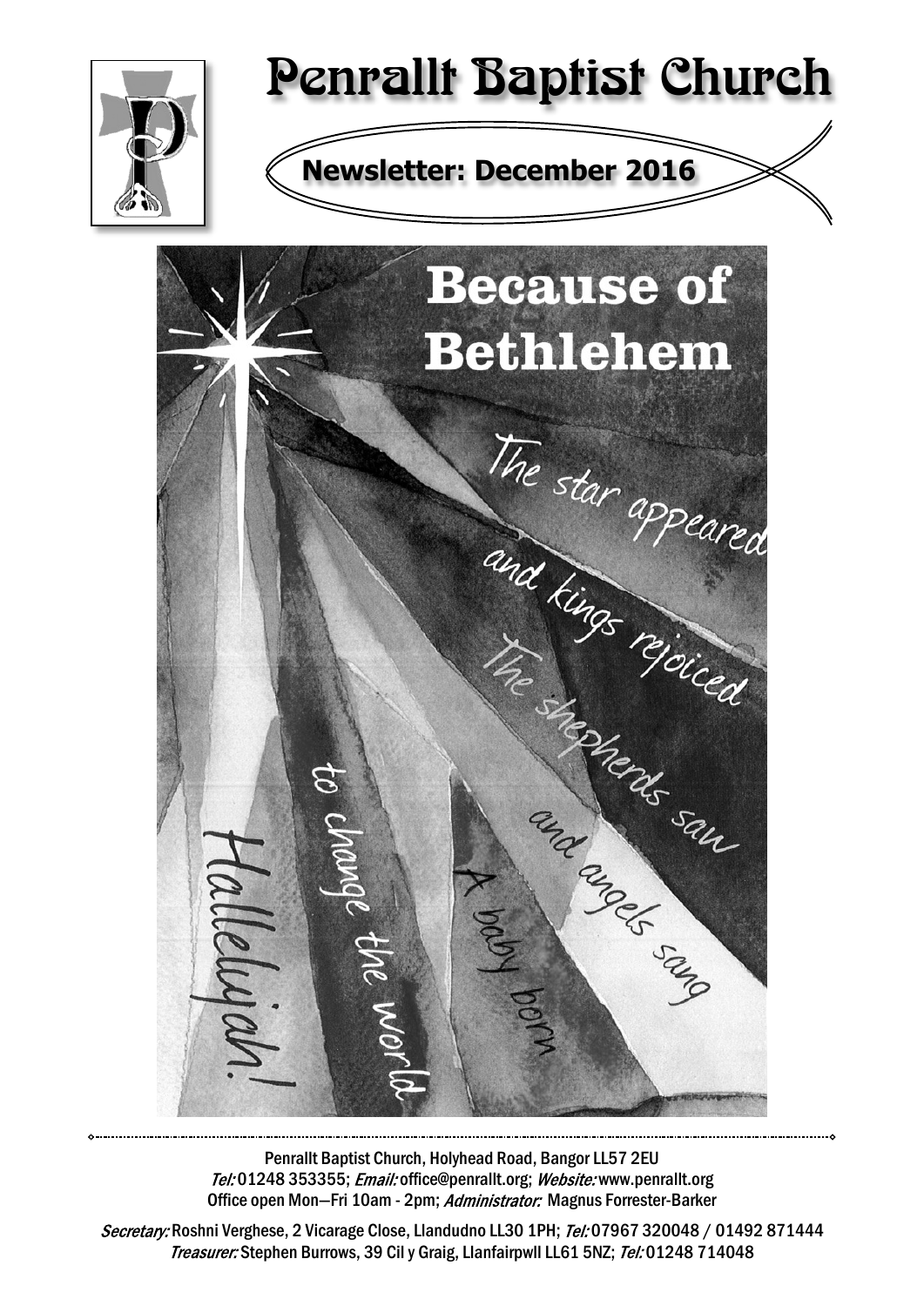# Penrallt Baptist Church

## Newsletter: December 2016

**Because of Bethlehem**

The star appeared and kings rejoiced
The shepherds saw and angels sang
A baby born to change the world
Hallelujah!

Penrallt Baptist Church, Holyhead Road, Bangor LL57 2EU
*Tel:* 01248 353355; *Email:* office@penrallt.org; *Website:* www.penrallt.org
Office open Mon—Fri 10am - 2pm; *Administrator:* Magnus Forrester-Barker

*Secretary:* Roshni Verghese, 2 Vicarage Close, Llandudno LL30 1PH; *Tel:* 07967 320048 / 01492 871444
*Treasurer:* Stephen Burrows, 39 Cil y Graig, Llanfairpwll LL61 5NZ; *Tel:* 01248 714048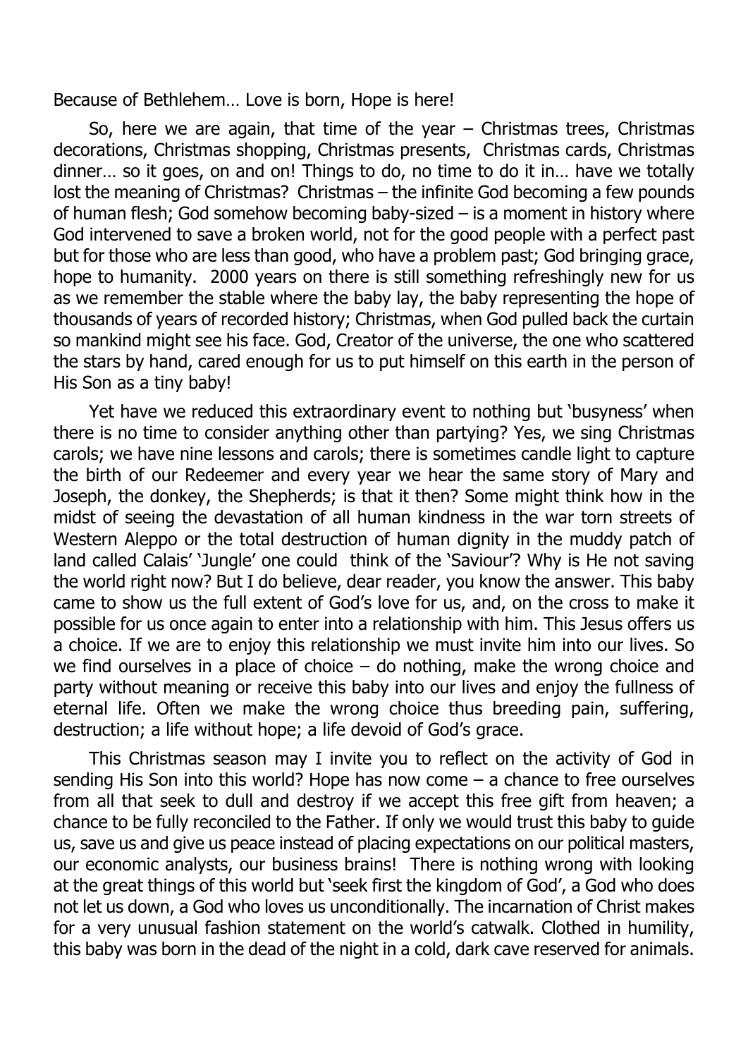Because of Bethlehem… Love is born, Hope is here!

So, here we are again, that time of the year – Christmas trees, Christmas decorations, Christmas shopping, Christmas presents, Christmas cards, Christmas dinner… so it goes, on and on! Things to do, no time to do it in… have we totally lost the meaning of Christmas? Christmas – the infinite God becoming a few pounds of human flesh; God somehow becoming baby-sized – is a moment in history where God intervened to save a broken world, not for the good people with a perfect past but for those who are less than good, who have a problem past; God bringing grace, hope to humanity. 2000 years on there is still something refreshingly new for us as we remember the stable where the baby lay, the baby representing the hope of thousands of years of recorded history; Christmas, when God pulled back the curtain so mankind might see his face. God, Creator of the universe, the one who scattered the stars by hand, cared enough for us to put himself on this earth in the person of His Son as a tiny baby!

Yet have we reduced this extraordinary event to nothing but 'busyness' when there is no time to consider anything other than partying? Yes, we sing Christmas carols; we have nine lessons and carols; there is sometimes candle light to capture the birth of our Redeemer and every year we hear the same story of Mary and Joseph, the donkey, the Shepherds; is that it then? Some might think how in the midst of seeing the devastation of all human kindness in the war torn streets of Western Aleppo or the total destruction of human dignity in the muddy patch of land called Calais' 'Jungle' one could think of the 'Saviour'? Why is He not saving the world right now? But I do believe, dear reader, you know the answer. This baby came to show us the full extent of God's love for us, and, on the cross to make it possible for us once again to enter into a relationship with him. This Jesus offers us a choice. If we are to enjoy this relationship we must invite him into our lives. So we find ourselves in a place of choice – do nothing, make the wrong choice and party without meaning or receive this baby into our lives and enjoy the fullness of eternal life. Often we make the wrong choice thus breeding pain, suffering, destruction; a life without hope; a life devoid of God's grace.

This Christmas season may I invite you to reflect on the activity of God in sending His Son into this world? Hope has now come – a chance to free ourselves from all that seek to dull and destroy if we accept this free gift from heaven; a chance to be fully reconciled to the Father. If only we would trust this baby to guide us, save us and give us peace instead of placing expectations on our political masters, our economic analysts, our business brains! There is nothing wrong with looking at the great things of this world but 'seek first the kingdom of God', a God who does not let us down, a God who loves us unconditionally. The incarnation of Christ makes for a very unusual fashion statement on the world's catwalk. Clothed in humility, this baby was born in the dead of the night in a cold, dark cave reserved for animals.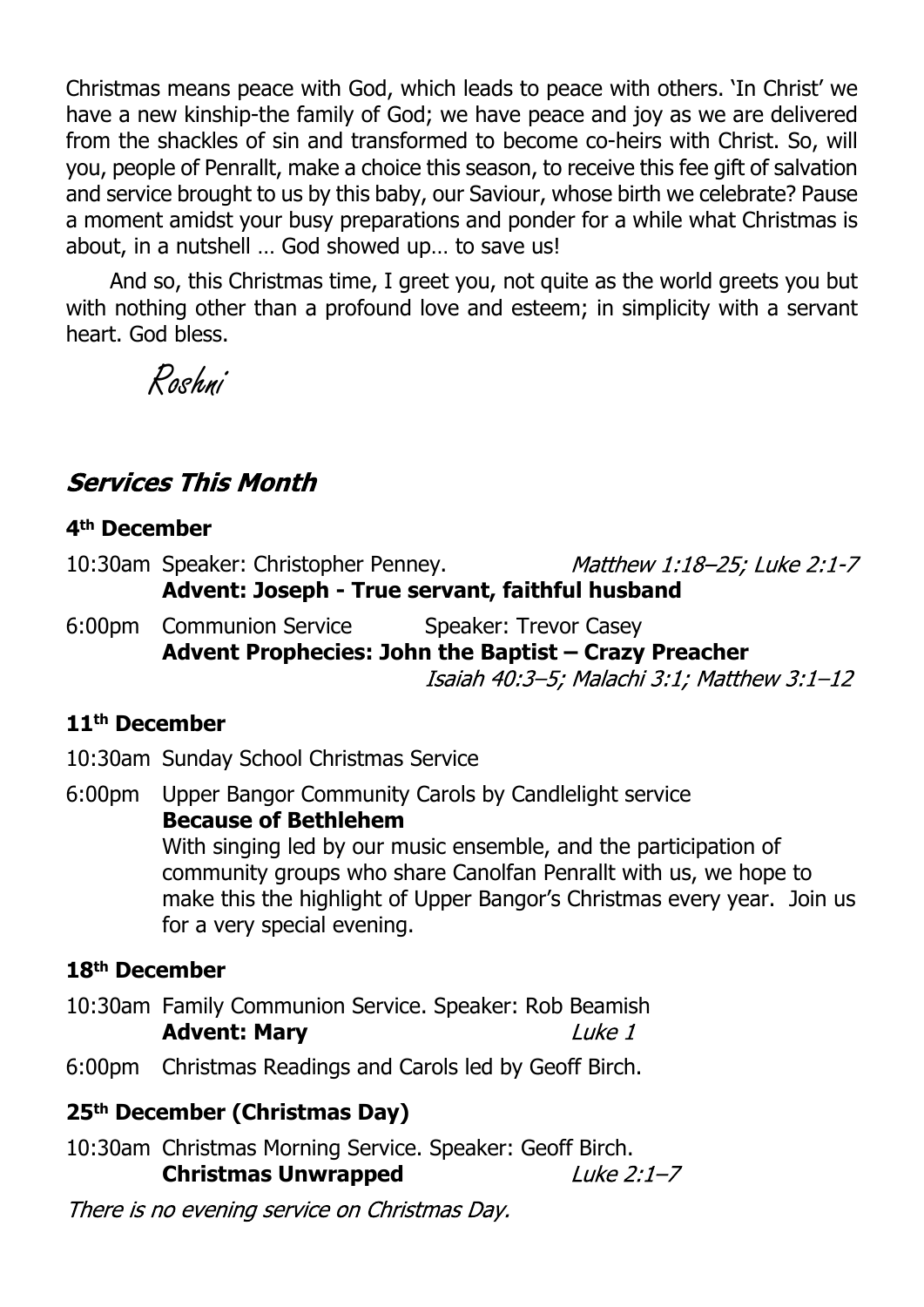Christmas means peace with God, which leads to peace with others. 'In Christ' we have a new kinship-the family of God; we have peace and joy as we are delivered from the shackles of sin and transformed to become co-heirs with Christ. So, will you, people of Penrallt, make a choice this season, to receive this fee gift of salvation and service brought to us by this baby, our Saviour, whose birth we celebrate? Pause a moment amidst your busy preparations and ponder for a while what Christmas is about, in a nutshell … God showed up… to save us!

And so, this Christmas time, I greet you, not quite as the world greets you but with nothing other than a profound love and esteem; in simplicity with a servant heart. God bless.

*Roshni*

## *Services This Month*

### 4th December

10:30am Speaker: Christopher Penney. *Matthew 1:18–25; Luke 2:1-7*
**Advent: Joseph - True servant, faithful husband**

6:00pm Communion Service Speaker: Trevor Casey
**Advent Prophecies: John the Baptist – Crazy Preacher**
*Isaiah 40:3–5; Malachi 3:1; Matthew 3:1–12*

### 11th December

10:30am Sunday School Christmas Service

6:00pm Upper Bangor Community Carols by Candlelight service
**Because of Bethlehem**
With singing led by our music ensemble, and the participation of community groups who share Canolfan Penrallt with us, we hope to make this the highlight of Upper Bangor's Christmas every year. Join us for a very special evening.

### 18th December

10:30am Family Communion Service. Speaker: Rob Beamish
**Advent: Mary** *Luke 1*

6:00pm Christmas Readings and Carols led by Geoff Birch.

### 25th December (Christmas Day)

10:30am Christmas Morning Service. Speaker: Geoff Birch.
**Christmas Unwrapped** *Luke 2:1–7*

*There is no evening service on Christmas Day.*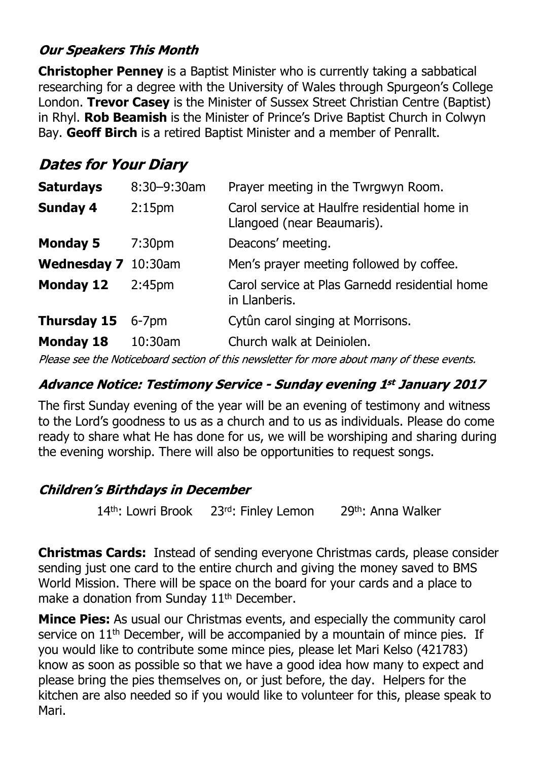### *Our Speakers This Month*

**Christopher Penney** is a Baptist Minister who is currently taking a sabbatical researching for a degree with the University of Wales through Spurgeon's College London. **Trevor Casey** is the Minister of Sussex Street Christian Centre (Baptist) in Rhyl. **Rob Beamish** is the Minister of Prince's Drive Baptist Church in Colwyn Bay. **Geoff Birch** is a retired Baptist Minister and a member of Penrallt.

## *Dates for Your Diary*

| | | |
|---|---|---|
| **Saturdays** | 8:30–9:30am | Prayer meeting in the Twrgwyn Room. |
| **Sunday 4** | 2:15pm | Carol service at Haulfre residential home in Llangoed (near Beaumaris). |
| **Monday 5** | 7:30pm | Deacons' meeting. |
| **Wednesday 7** | 10:30am | Men's prayer meeting followed by coffee. |
| **Monday 12** | 2:45pm | Carol service at Plas Garnedd residential home in Llanberis. |
| **Thursday 15** | 6-7pm | Cytûn carol singing at Morrisons. |
| **Monday 18** | 10:30am | Church walk at Deiniolen. |

*Please see the Noticeboard section of this newsletter for more about many of these events.*

### *Advance Notice: Testimony Service - Sunday evening 1st January 2017*

The first Sunday evening of the year will be an evening of testimony and witness to the Lord's goodness to us as a church and to us as individuals. Please do come ready to share what He has done for us, we will be worshiping and sharing during the evening worship. There will also be opportunities to request songs.

### *Children's Birthdays in December*

14th: Lowri Brook    23rd: Finley Lemon    29th: Anna Walker

**Christmas Cards:** Instead of sending everyone Christmas cards, please consider sending just one card to the entire church and giving the money saved to BMS World Mission. There will be space on the board for your cards and a place to make a donation from Sunday 11th December.

**Mince Pies:** As usual our Christmas events, and especially the community carol service on 11th December, will be accompanied by a mountain of mince pies. If you would like to contribute some mince pies, please let Mari Kelso (421783) know as soon as possible so that we have a good idea how many to expect and please bring the pies themselves on, or just before, the day. Helpers for the kitchen are also needed so if you would like to volunteer for this, please speak to Mari.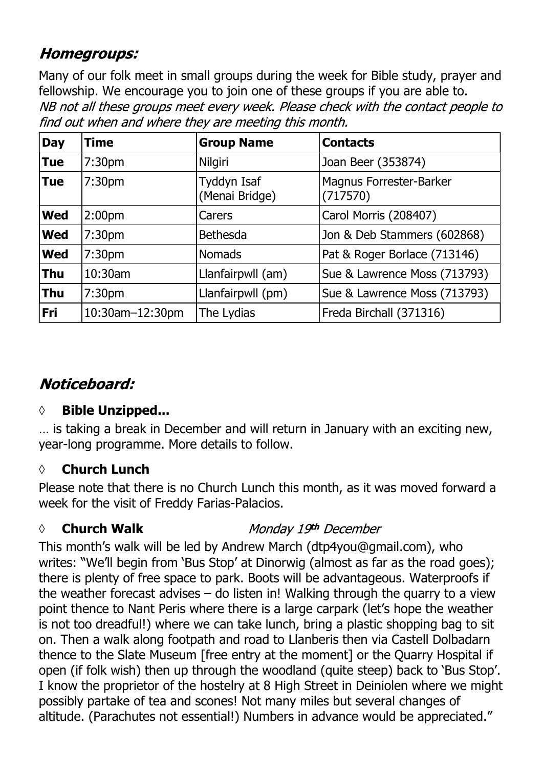## *Homegroups:*

Many of our folk meet in small groups during the week for Bible study, prayer and fellowship. We encourage you to join one of these groups if you are able to.
*NB not all these groups meet every week. Please check with the contact people to find out when and where they are meeting this month.*

| Day | Time | Group Name | Contacts |
|---|---|---|---|
| **Tue** | 7:30pm | Nilgiri | Joan Beer (353874) |
| **Tue** | 7:30pm | Tyddyn Isaf (Menai Bridge) | Magnus Forrester-Barker (717570) |
| **Wed** | 2:00pm | Carers | Carol Morris (208407) |
| **Wed** | 7:30pm | Bethesda | Jon & Deb Stammers (602868) |
| **Wed** | 7:30pm | Nomads | Pat & Roger Borlace (713146) |
| **Thu** | 10:30am | Llanfairpwll (am) | Sue & Lawrence Moss (713793) |
| **Thu** | 7:30pm | Llanfairpwll (pm) | Sue & Lawrence Moss (713793) |
| **Fri** | 10:30am–12:30pm | The Lydias | Freda Birchall (371316) |

## *Noticeboard:*

◊ **Bible Unzipped...**

… is taking a break in December and will return in January with an exciting new, year-long programme. More details to follow.

◊ **Church Lunch**

Please note that there is no Church Lunch this month, as it was moved forward a week for the visit of Freddy Farias-Palacios.

◊ **Church Walk** *Monday 19th December*

This month's walk will be led by Andrew March (dtp4you@gmail.com), who writes: "We'll begin from 'Bus Stop' at Dinorwig (almost as far as the road goes); there is plenty of free space to park. Boots will be advantageous. Waterproofs if the weather forecast advises – do listen in! Walking through the quarry to a view point thence to Nant Peris where there is a large carpark (let's hope the weather is not too dreadful!) where we can take lunch, bring a plastic shopping bag to sit on. Then a walk along footpath and road to Llanberis then via Castell Dolbadarn thence to the Slate Museum [free entry at the moment] or the Quarry Hospital if open (if folk wish) then up through the woodland (quite steep) back to 'Bus Stop'. I know the proprietor of the hostelry at 8 High Street in Deiniolen where we might possibly partake of tea and scones! Not many miles but several changes of altitude. (Parachutes not essential!) Numbers in advance would be appreciated."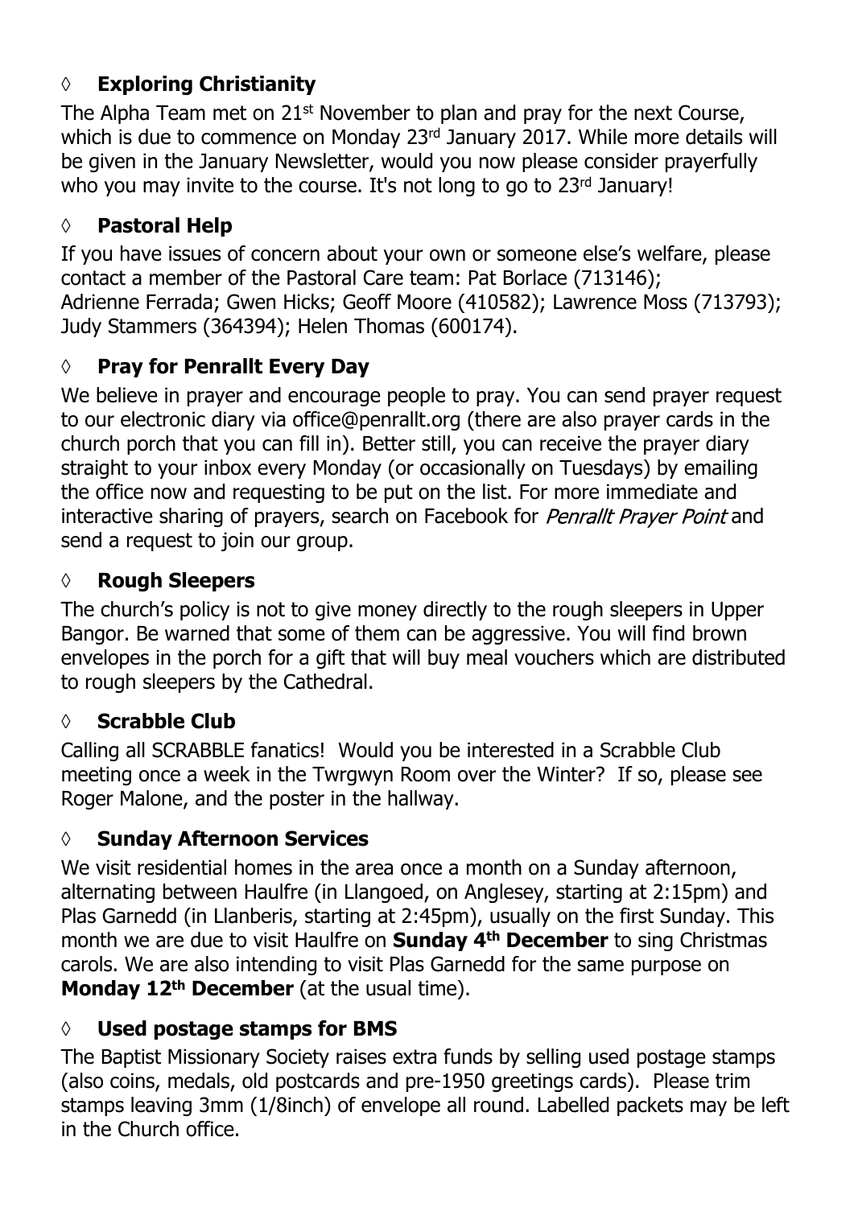## ◊ Exploring Christianity

The Alpha Team met on 21st November to plan and pray for the next Course, which is due to commence on Monday 23rd January 2017. While more details will be given in the January Newsletter, would you now please consider prayerfully who you may invite to the course. It's not long to go to 23rd January!

## ◊ Pastoral Help

If you have issues of concern about your own or someone else's welfare, please contact a member of the Pastoral Care team: Pat Borlace (713146); Adrienne Ferrada; Gwen Hicks; Geoff Moore (410582); Lawrence Moss (713793); Judy Stammers (364394); Helen Thomas (600174).

## ◊ Pray for Penrallt Every Day

We believe in prayer and encourage people to pray. You can send prayer request to our electronic diary via office@penrallt.org (there are also prayer cards in the church porch that you can fill in). Better still, you can receive the prayer diary straight to your inbox every Monday (or occasionally on Tuesdays) by emailing the office now and requesting to be put on the list. For more immediate and interactive sharing of prayers, search on Facebook for *Penrallt Prayer Point* and send a request to join our group.

## ◊ Rough Sleepers

The church's policy is not to give money directly to the rough sleepers in Upper Bangor. Be warned that some of them can be aggressive. You will find brown envelopes in the porch for a gift that will buy meal vouchers which are distributed to rough sleepers by the Cathedral.

## ◊ Scrabble Club

Calling all SCRABBLE fanatics! Would you be interested in a Scrabble Club meeting once a week in the Twrgwyn Room over the Winter? If so, please see Roger Malone, and the poster in the hallway.

## ◊ Sunday Afternoon Services

We visit residential homes in the area once a month on a Sunday afternoon, alternating between Haulfre (in Llangoed, on Anglesey, starting at 2:15pm) and Plas Garnedd (in Llanberis, starting at 2:45pm), usually on the first Sunday. This month we are due to visit Haulfre on **Sunday 4th December** to sing Christmas carols. We are also intending to visit Plas Garnedd for the same purpose on **Monday 12th December** (at the usual time).

## ◊ Used postage stamps for BMS

The Baptist Missionary Society raises extra funds by selling used postage stamps (also coins, medals, old postcards and pre-1950 greetings cards). Please trim stamps leaving 3mm (1/8inch) of envelope all round. Labelled packets may be left in the Church office.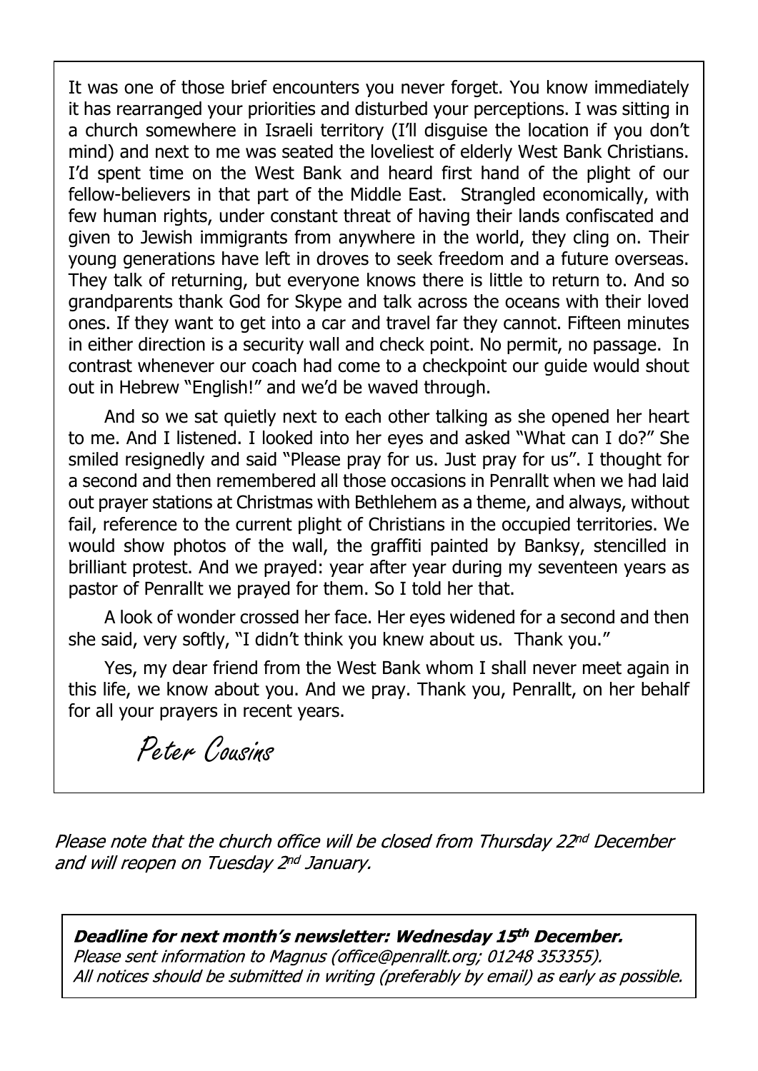It was one of those brief encounters you never forget. You know immediately it has rearranged your priorities and disturbed your perceptions. I was sitting in a church somewhere in Israeli territory (I'll disguise the location if you don't mind) and next to me was seated the loveliest of elderly West Bank Christians. I'd spent time on the West Bank and heard first hand of the plight of our fellow-believers in that part of the Middle East. Strangled economically, with few human rights, under constant threat of having their lands confiscated and given to Jewish immigrants from anywhere in the world, they cling on. Their young generations have left in droves to seek freedom and a future overseas. They talk of returning, but everyone knows there is little to return to. And so grandparents thank God for Skype and talk across the oceans with their loved ones. If they want to get into a car and travel far they cannot. Fifteen minutes in either direction is a security wall and check point. No permit, no passage. In contrast whenever our coach had come to a checkpoint our guide would shout out in Hebrew "English!" and we'd be waved through.

And so we sat quietly next to each other talking as she opened her heart to me. And I listened. I looked into her eyes and asked "What can I do?" She smiled resignedly and said "Please pray for us. Just pray for us". I thought for a second and then remembered all those occasions in Penrallt when we had laid out prayer stations at Christmas with Bethlehem as a theme, and always, without fail, reference to the current plight of Christians in the occupied territories. We would show photos of the wall, the graffiti painted by Banksy, stencilled in brilliant protest. And we prayed: year after year during my seventeen years as pastor of Penrallt we prayed for them. So I told her that.

A look of wonder crossed her face. Her eyes widened for a second and then she said, very softly, "I didn't think you knew about us. Thank you."

Yes, my dear friend from the West Bank whom I shall never meet again in this life, we know about you. And we pray. Thank you, Penrallt, on her behalf for all your prayers in recent years.

*Peter Cousins*

*Please note that the church office will be closed from Thursday 22nd December and will reopen on Tuesday 2nd January.*

***Deadline for next month's newsletter: Wednesday 15th December.***
*Please sent information to Magnus (office@penrallt.org; 01248 353355).*
*All notices should be submitted in writing (preferably by email) as early as possible.*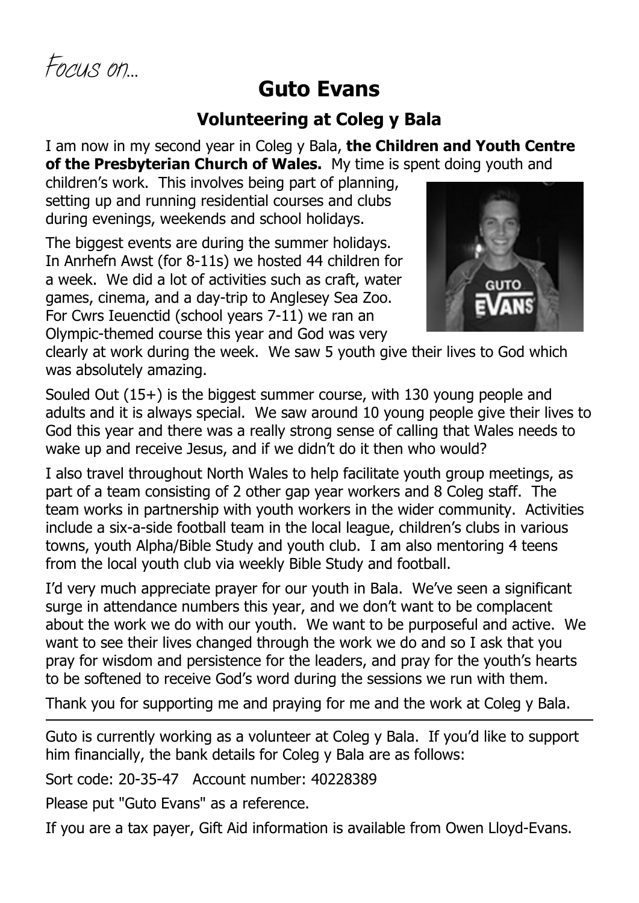*Focus on...*

# Guto Evans

## Volunteering at Coleg y Bala

I am now in my second year in Coleg y Bala, **the Children and Youth Centre of the Presbyterian Church of Wales.** My time is spent doing youth and children's work. This involves being part of planning, setting up and running residential courses and clubs during evenings, weekends and school holidays.

The biggest events are during the summer holidays. In Anrhefn Awst (for 8-11s) we hosted 44 children for a week. We did a lot of activities such as craft, water games, cinema, and a day-trip to Anglesey Sea Zoo. For Cwrs Ieuenctid (school years 7-11) we ran an Olympic-themed course this year and God was very clearly at work during the week. We saw 5 youth give their lives to God which was absolutely amazing.

Souled Out (15+) is the biggest summer course, with 130 young people and adults and it is always special. We saw around 10 young people give their lives to God this year and there was a really strong sense of calling that Wales needs to wake up and receive Jesus, and if we didn't do it then who would?

I also travel throughout North Wales to help facilitate youth group meetings, as part of a team consisting of 2 other gap year workers and 8 Coleg staff. The team works in partnership with youth workers in the wider community. Activities include a six-a-side football team in the local league, children's clubs in various towns, youth Alpha/Bible Study and youth club. I am also mentoring 4 teens from the local youth club via weekly Bible Study and football.

I'd very much appreciate prayer for our youth in Bala. We've seen a significant surge in attendance numbers this year, and we don't want to be complacent about the work we do with our youth. We want to be purposeful and active. We want to see their lives changed through the work we do and so I ask that you pray for wisdom and persistence for the leaders, and pray for the youth's hearts to be softened to receive God's word during the sessions we run with them.

Thank you for supporting me and praying for me and the work at Coleg y Bala.

---

Guto is currently working as a volunteer at Coleg y Bala. If you'd like to support him financially, the bank details for Coleg y Bala are as follows:

Sort code: 20-35-47   Account number: 40228389

Please put "Guto Evans" as a reference.

If you are a tax payer, Gift Aid information is available from Owen Lloyd-Evans.